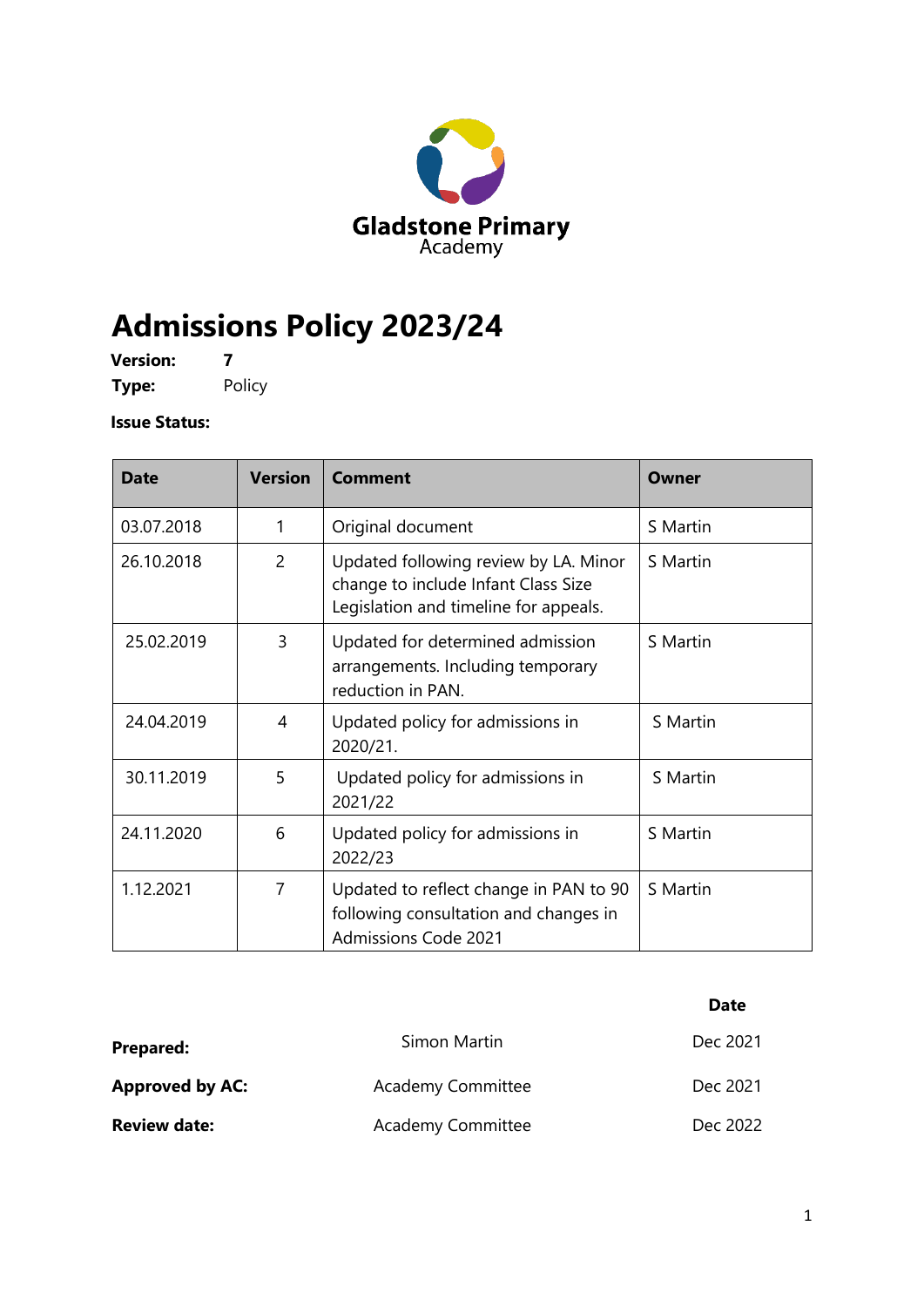Gladstone Primary
Academy

# Admissions Policy 2023/24

**Version:** **7**
**Type:** Policy

**Issue Status:**

| Date | Version | Comment | Owner |
|---|---|---|---|
| 03.07.2018 | 1 | Original document | S Martin |
| 26.10.2018 | 2 | Updated following review by LA. Minor change to include Infant Class Size Legislation and timeline for appeals. | S Martin |
| 25.02.2019 | 3 | Updated for determined admission arrangements. Including temporary reduction in PAN. | S Martin |
| 24.04.2019 | 4 | Updated policy for admissions in 2020/21. | S Martin |
| 30.11.2019 | 5 | Updated policy for admissions in 2021/22 | S Martin |
| 24.11.2020 | 6 | Updated policy for admissions in 2022/23 | S Martin |
| 1.12.2021 | 7 | Updated to reflect change in PAN to 90 following consultation and changes in Admissions Code 2021 | S Martin |

| | | **Date** |
|---|---|---|
| **Prepared:** | Simon Martin | Dec 2021 |
| **Approved by AC:** | Academy Committee | Dec 2021 |
| **Review date:** | Academy Committee | Dec 2022 |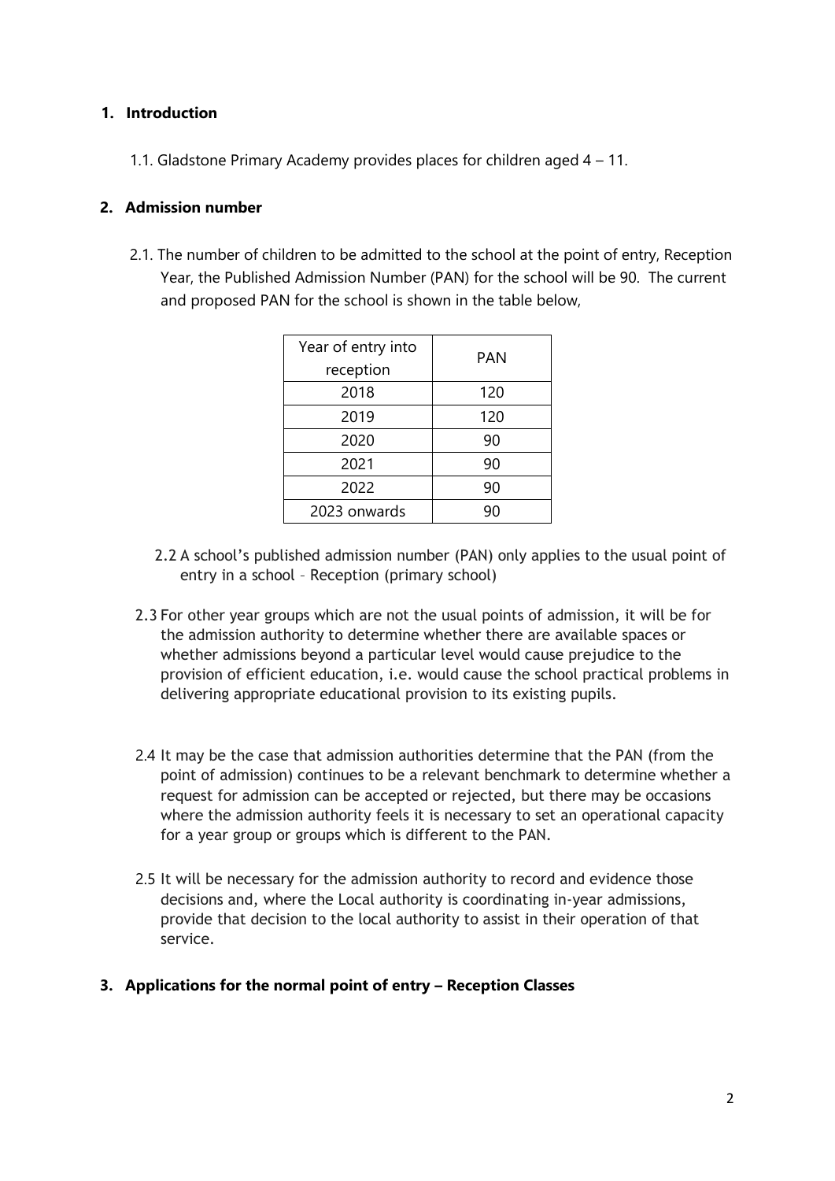## 1. Introduction

1.1. Gladstone Primary Academy provides places for children aged 4 – 11.

## 2. Admission number

2.1. The number of children to be admitted to the school at the point of entry, Reception Year, the Published Admission Number (PAN) for the school will be 90. The current and proposed PAN for the school is shown in the table below,

| Year of entry into reception | PAN |
|---|---|
| 2018 | 120 |
| 2019 | 120 |
| 2020 | 90 |
| 2021 | 90 |
| 2022 | 90 |
| 2023 onwards | 90 |

2.2 A school's published admission number (PAN) only applies to the usual point of entry in a school – Reception (primary school)

2.3 For other year groups which are not the usual points of admission, it will be for the admission authority to determine whether there are available spaces or whether admissions beyond a particular level would cause prejudice to the provision of efficient education, i.e. would cause the school practical problems in delivering appropriate educational provision to its existing pupils.

2.4 It may be the case that admission authorities determine that the PAN (from the point of admission) continues to be a relevant benchmark to determine whether a request for admission can be accepted or rejected, but there may be occasions where the admission authority feels it is necessary to set an operational capacity for a year group or groups which is different to the PAN.

2.5 It will be necessary for the admission authority to record and evidence those decisions and, where the Local authority is coordinating in-year admissions, provide that decision to the local authority to assist in their operation of that service.

## 3. Applications for the normal point of entry – Reception Classes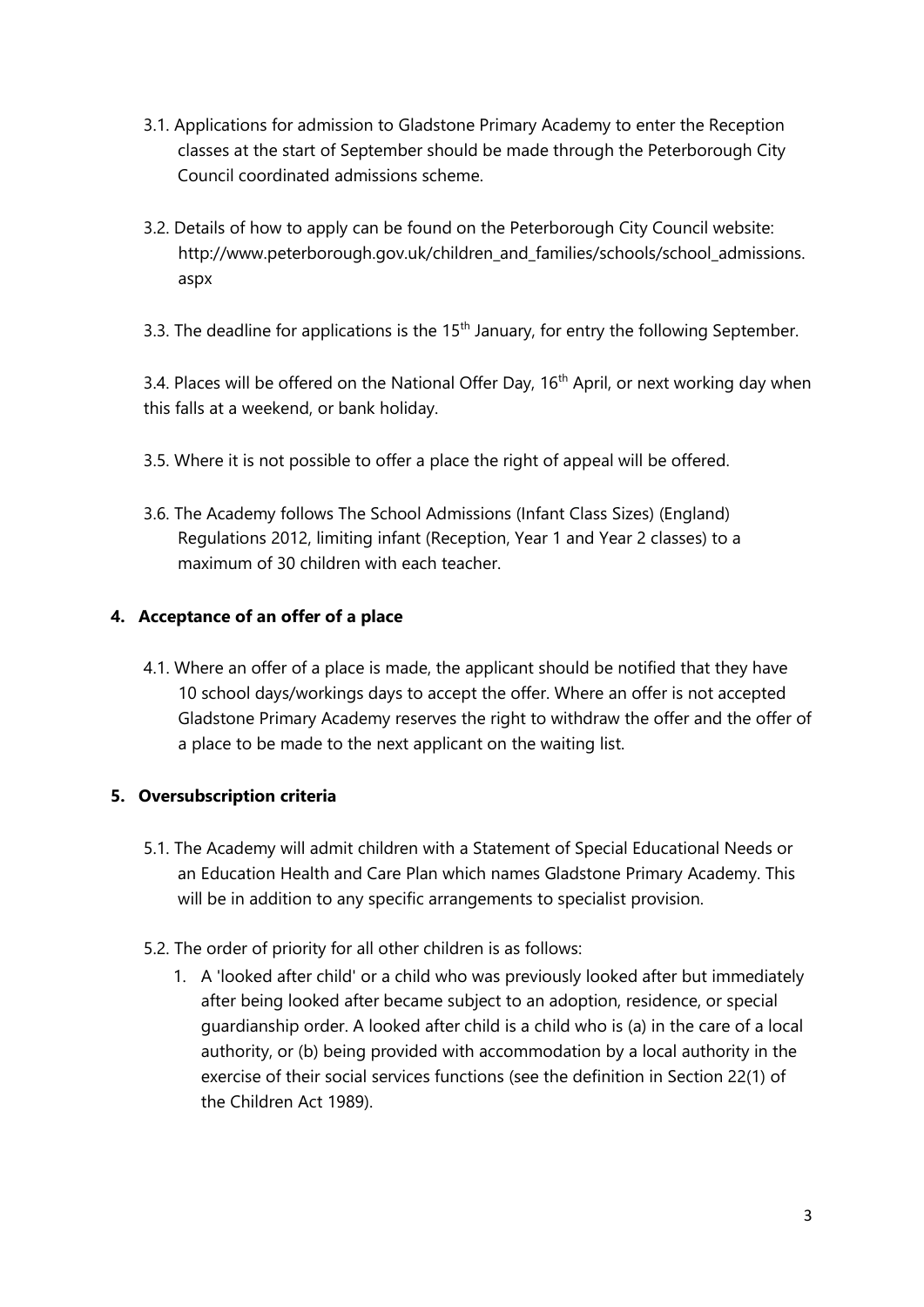3.1. Applications for admission to Gladstone Primary Academy to enter the Reception classes at the start of September should be made through the Peterborough City Council coordinated admissions scheme.

3.2. Details of how to apply can be found on the Peterborough City Council website: http://www.peterborough.gov.uk/children_and_families/schools/school_admissions.aspx

3.3. The deadline for applications is the 15th January, for entry the following September.

3.4. Places will be offered on the National Offer Day, 16th April, or next working day when this falls at a weekend, or bank holiday.

3.5. Where it is not possible to offer a place the right of appeal will be offered.

3.6. The Academy follows The School Admissions (Infant Class Sizes) (England) Regulations 2012, limiting infant (Reception, Year 1 and Year 2 classes) to a maximum of 30 children with each teacher.

## 4. Acceptance of an offer of a place

4.1. Where an offer of a place is made, the applicant should be notified that they have 10 school days/workings days to accept the offer. Where an offer is not accepted Gladstone Primary Academy reserves the right to withdraw the offer and the offer of a place to be made to the next applicant on the waiting list.

## 5. Oversubscription criteria

5.1. The Academy will admit children with a Statement of Special Educational Needs or an Education Health and Care Plan which names Gladstone Primary Academy. This will be in addition to any specific arrangements to specialist provision.

5.2. The order of priority for all other children is as follows:

1. A 'looked after child' or a child who was previously looked after but immediately after being looked after became subject to an adoption, residence, or special guardianship order. A looked after child is a child who is (a) in the care of a local authority, or (b) being provided with accommodation by a local authority in the exercise of their social services functions (see the definition in Section 22(1) of the Children Act 1989).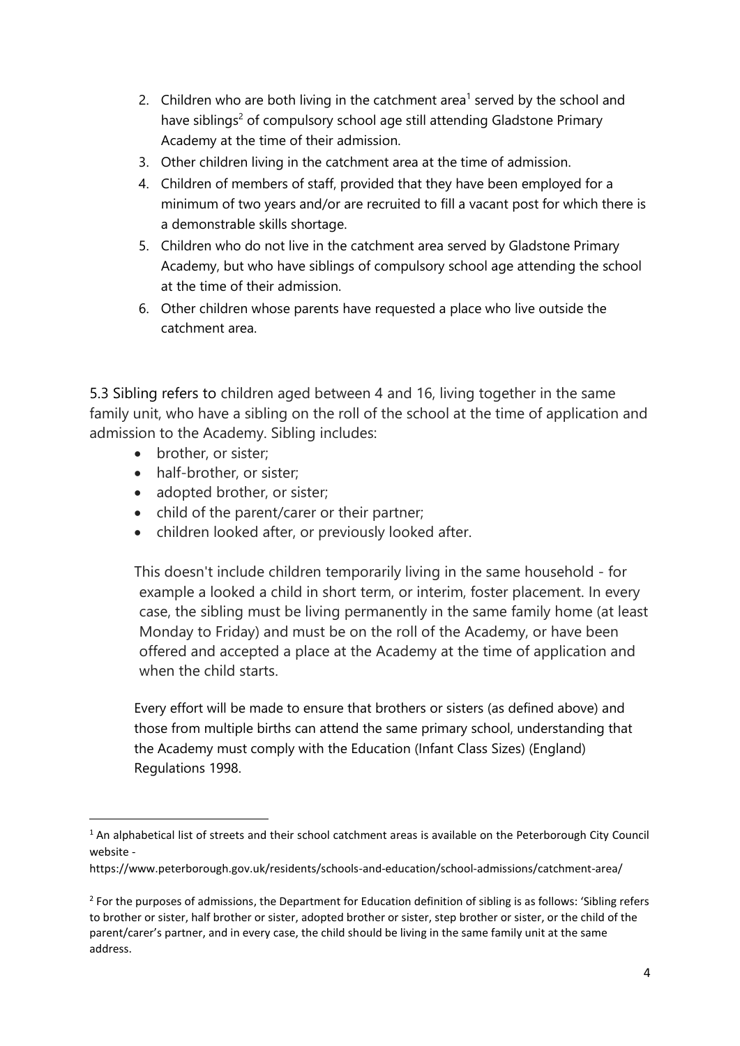2. Children who are both living in the catchment area[1] served by the school and have siblings[2] of compulsory school age still attending Gladstone Primary Academy at the time of their admission.
3. Other children living in the catchment area at the time of admission.
4. Children of members of staff, provided that they have been employed for a minimum of two years and/or are recruited to fill a vacant post for which there is a demonstrable skills shortage.
5. Children who do not live in the catchment area served by Gladstone Primary Academy, but who have siblings of compulsory school age attending the school at the time of their admission.
6. Other children whose parents have requested a place who live outside the catchment area.

5.3 Sibling refers to children aged between 4 and 16, living together in the same family unit, who have a sibling on the roll of the school at the time of application and admission to the Academy. Sibling includes:

- brother, or sister;
- half-brother, or sister;
- adopted brother, or sister;
- child of the parent/carer or their partner;
- children looked after, or previously looked after.

This doesn't include children temporarily living in the same household - for example a looked a child in short term, or interim, foster placement. In every case, the sibling must be living permanently in the same family home (at least Monday to Friday) and must be on the roll of the Academy, or have been offered and accepted a place at the Academy at the time of application and when the child starts.

Every effort will be made to ensure that brothers or sisters (as defined above) and those from multiple births can attend the same primary school, understanding that the Academy must comply with the Education (Infant Class Sizes) (England) Regulations 1998.

---

[1] An alphabetical list of streets and their school catchment areas is available on the Peterborough City Council website - https://www.peterborough.gov.uk/residents/schools-and-education/school-admissions/catchment-area/

[2] For the purposes of admissions, the Department for Education definition of sibling is as follows: 'Sibling refers to brother or sister, half brother or sister, adopted brother or sister, step brother or sister, or the child of the parent/carer's partner, and in every case, the child should be living in the same family unit at the same address.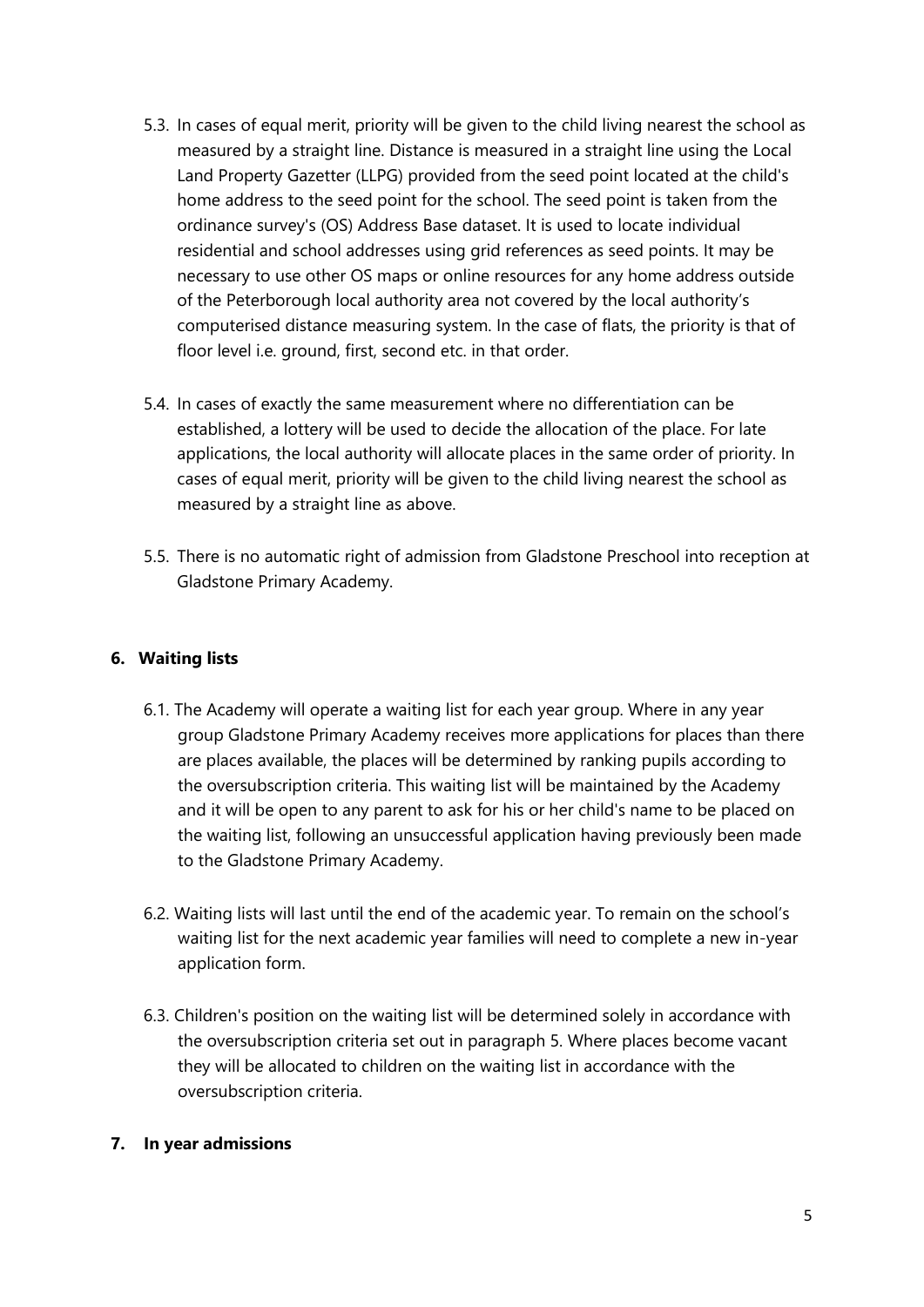5.3. In cases of equal merit, priority will be given to the child living nearest the school as measured by a straight line. Distance is measured in a straight line using the Local Land Property Gazetter (LLPG) provided from the seed point located at the child's home address to the seed point for the school. The seed point is taken from the ordinance survey's (OS) Address Base dataset. It is used to locate individual residential and school addresses using grid references as seed points. It may be necessary to use other OS maps or online resources for any home address outside of the Peterborough local authority area not covered by the local authority's computerised distance measuring system. In the case of flats, the priority is that of floor level i.e. ground, first, second etc. in that order.

5.4. In cases of exactly the same measurement where no differentiation can be established, a lottery will be used to decide the allocation of the place. For late applications, the local authority will allocate places in the same order of priority. In cases of equal merit, priority will be given to the child living nearest the school as measured by a straight line as above.

5.5. There is no automatic right of admission from Gladstone Preschool into reception at Gladstone Primary Academy.

## 6. Waiting lists

6.1. The Academy will operate a waiting list for each year group. Where in any year group Gladstone Primary Academy receives more applications for places than there are places available, the places will be determined by ranking pupils according to the oversubscription criteria. This waiting list will be maintained by the Academy and it will be open to any parent to ask for his or her child's name to be placed on the waiting list, following an unsuccessful application having previously been made to the Gladstone Primary Academy.

6.2. Waiting lists will last until the end of the academic year. To remain on the school's waiting list for the next academic year families will need to complete a new in-year application form.

6.3. Children's position on the waiting list will be determined solely in accordance with the oversubscription criteria set out in paragraph 5. Where places become vacant they will be allocated to children on the waiting list in accordance with the oversubscription criteria.

## 7. In year admissions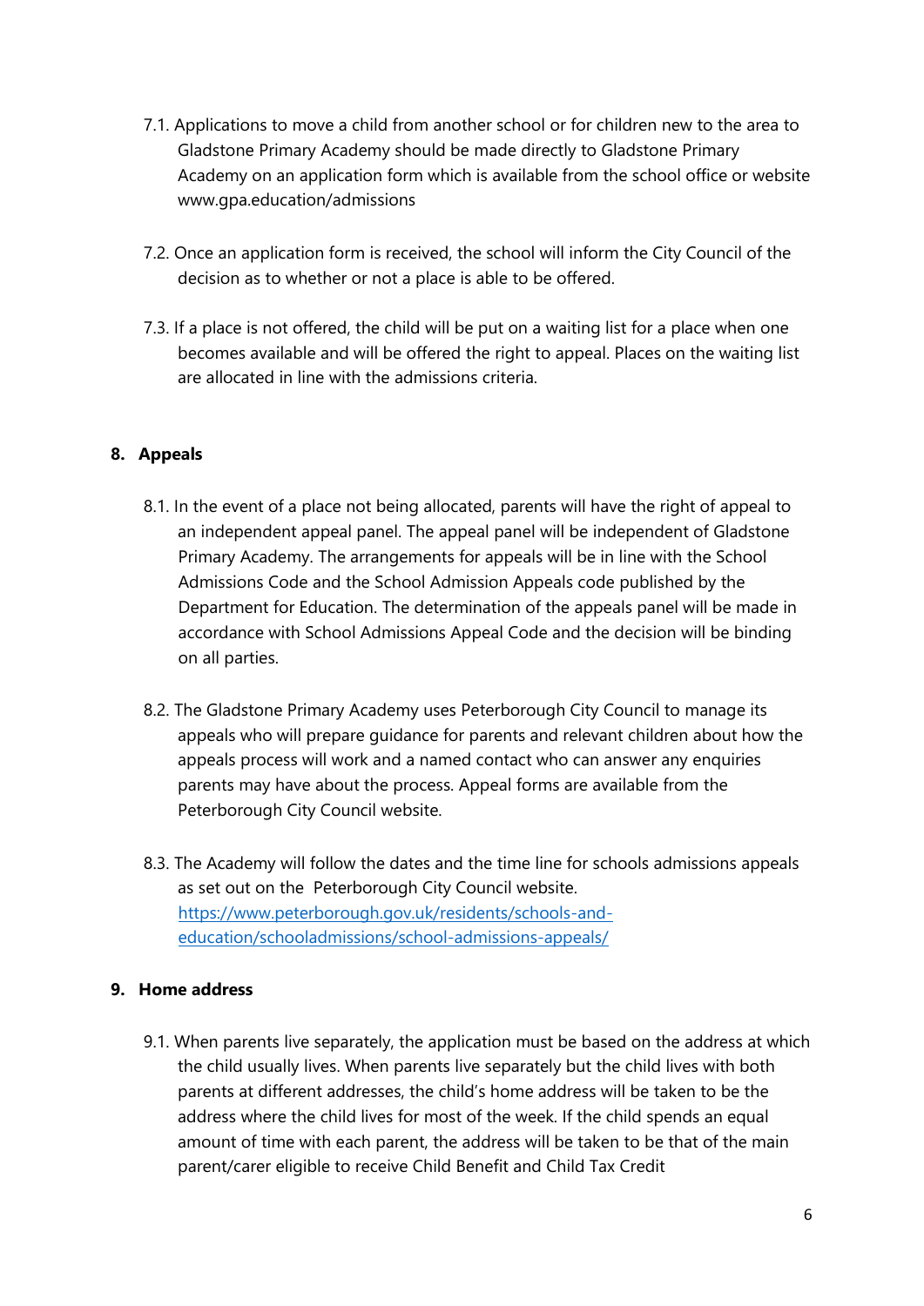7.1. Applications to move a child from another school or for children new to the area to Gladstone Primary Academy should be made directly to Gladstone Primary Academy on an application form which is available from the school office or website www.gpa.education/admissions

7.2. Once an application form is received, the school will inform the City Council of the decision as to whether or not a place is able to be offered.

7.3. If a place is not offered, the child will be put on a waiting list for a place when one becomes available and will be offered the right to appeal. Places on the waiting list are allocated in line with the admissions criteria.

## 8. Appeals

8.1. In the event of a place not being allocated, parents will have the right of appeal to an independent appeal panel. The appeal panel will be independent of Gladstone Primary Academy. The arrangements for appeals will be in line with the School Admissions Code and the School Admission Appeals code published by the Department for Education. The determination of the appeals panel will be made in accordance with School Admissions Appeal Code and the decision will be binding on all parties.

8.2. The Gladstone Primary Academy uses Peterborough City Council to manage its appeals who will prepare guidance for parents and relevant children about how the appeals process will work and a named contact who can answer any enquiries parents may have about the process. Appeal forms are available from the Peterborough City Council website.

8.3. The Academy will follow the dates and the time line for schools admissions appeals as set out on the Peterborough City Council website. [https://www.peterborough.gov.uk/residents/schools-and-education/schooladmissions/school-admissions-appeals/](https://www.peterborough.gov.uk/residents/schools-and-education/schooladmissions/school-admissions-appeals/)

## 9. Home address

9.1. When parents live separately, the application must be based on the address at which the child usually lives. When parents live separately but the child lives with both parents at different addresses, the child's home address will be taken to be the address where the child lives for most of the week. If the child spends an equal amount of time with each parent, the address will be taken to be that of the main parent/carer eligible to receive Child Benefit and Child Tax Credit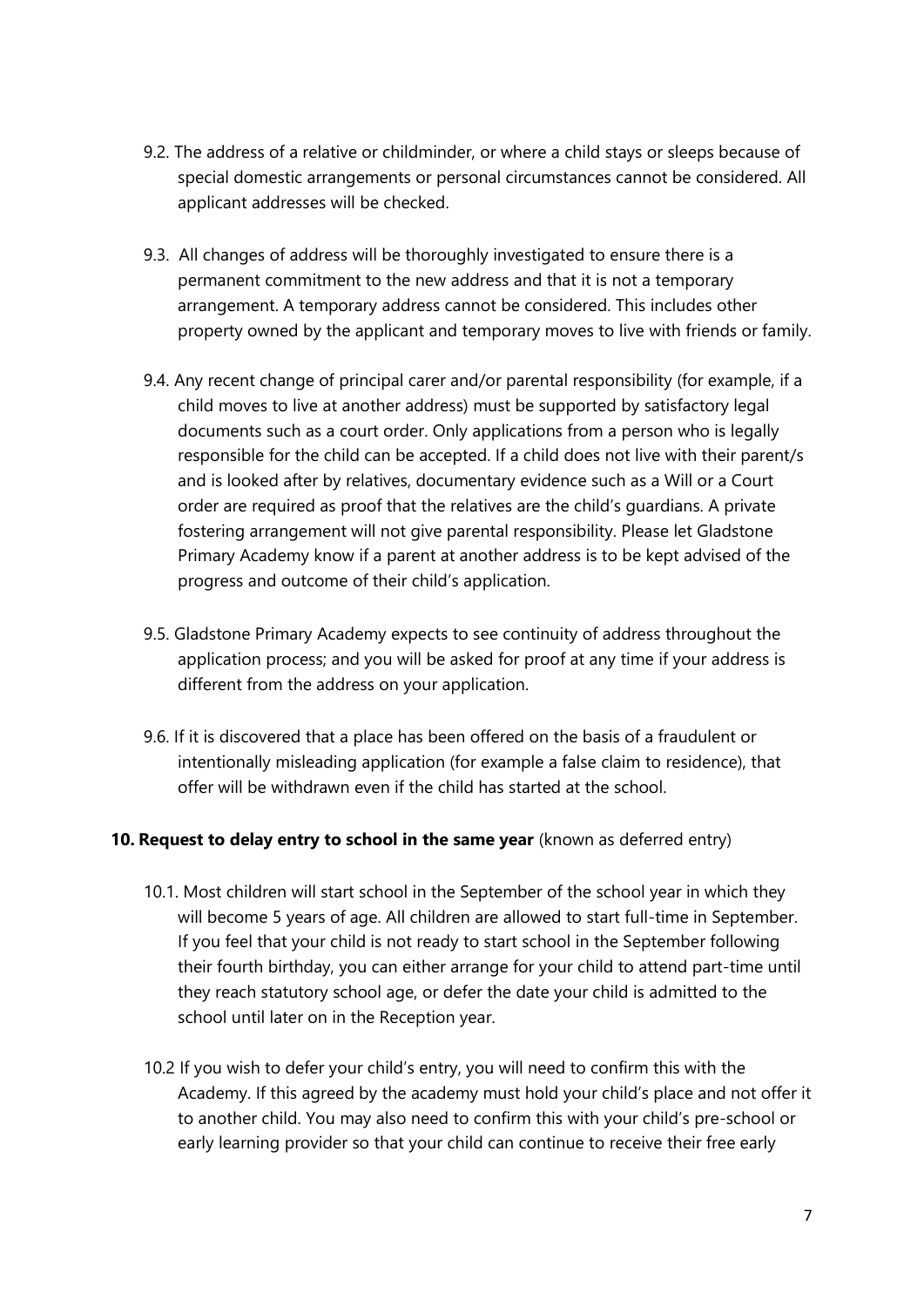9.2. The address of a relative or childminder, or where a child stays or sleeps because of special domestic arrangements or personal circumstances cannot be considered. All applicant addresses will be checked.

9.3. All changes of address will be thoroughly investigated to ensure there is a permanent commitment to the new address and that it is not a temporary arrangement. A temporary address cannot be considered. This includes other property owned by the applicant and temporary moves to live with friends or family.

9.4. Any recent change of principal carer and/or parental responsibility (for example, if a child moves to live at another address) must be supported by satisfactory legal documents such as a court order. Only applications from a person who is legally responsible for the child can be accepted. If a child does not live with their parent/s and is looked after by relatives, documentary evidence such as a Will or a Court order are required as proof that the relatives are the child's guardians. A private fostering arrangement will not give parental responsibility. Please let Gladstone Primary Academy know if a parent at another address is to be kept advised of the progress and outcome of their child's application.

9.5. Gladstone Primary Academy expects to see continuity of address throughout the application process; and you will be asked for proof at any time if your address is different from the address on your application.

9.6. If it is discovered that a place has been offered on the basis of a fraudulent or intentionally misleading application (for example a false claim to residence), that offer will be withdrawn even if the child has started at the school.

**10. Request to delay entry to school in the same year** (known as deferred entry)

10.1. Most children will start school in the September of the school year in which they will become 5 years of age. All children are allowed to start full-time in September. If you feel that your child is not ready to start school in the September following their fourth birthday, you can either arrange for your child to attend part-time until they reach statutory school age, or defer the date your child is admitted to the school until later on in the Reception year.

10.2 If you wish to defer your child's entry, you will need to confirm this with the Academy. If this agreed by the academy must hold your child's place and not offer it to another child. You may also need to confirm this with your child's pre-school or early learning provider so that your child can continue to receive their free early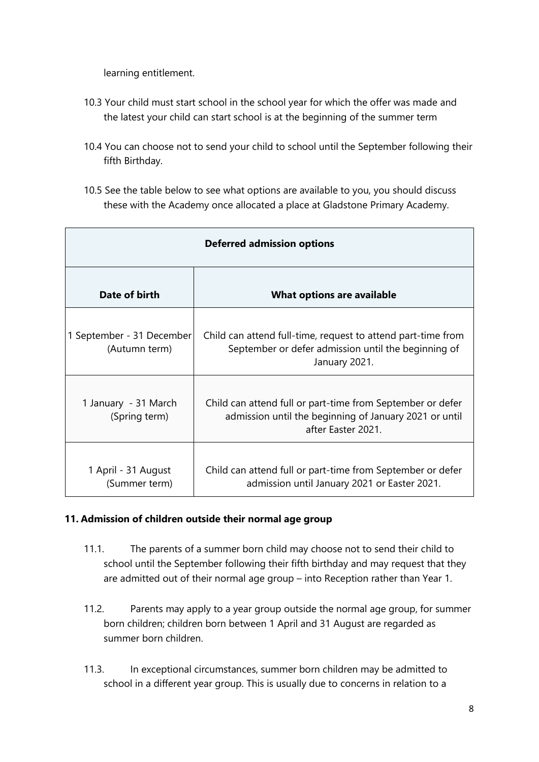learning entitlement.

10.3 Your child must start school in the school year for which the offer was made and the latest your child can start school is at the beginning of the summer term

10.4 You can choose not to send your child to school until the September following their fifth Birthday.

10.5 See the table below to see what options are available to you, you should discuss these with the Academy once allocated a place at Gladstone Primary Academy.

| **Deferred admission options** | |
|---|---|
| **Date of birth** | **What options are available** |
| 1 September - 31 December (Autumn term) | Child can attend full-time, request to attend part-time from September or defer admission until the beginning of January 2021. |
| 1 January - 31 March (Spring term) | Child can attend full or part-time from September or defer admission until the beginning of January 2021 or until after Easter 2021. |
| 1 April - 31 August (Summer term) | Child can attend full or part-time from September or defer admission until January 2021 or Easter 2021. |

## 11. Admission of children outside their normal age group

11.1. The parents of a summer born child may choose not to send their child to school until the September following their fifth birthday and may request that they are admitted out of their normal age group – into Reception rather than Year 1.

11.2. Parents may apply to a year group outside the normal age group, for summer born children; children born between 1 April and 31 August are regarded as summer born children.

11.3. In exceptional circumstances, summer born children may be admitted to school in a different year group. This is usually due to concerns in relation to a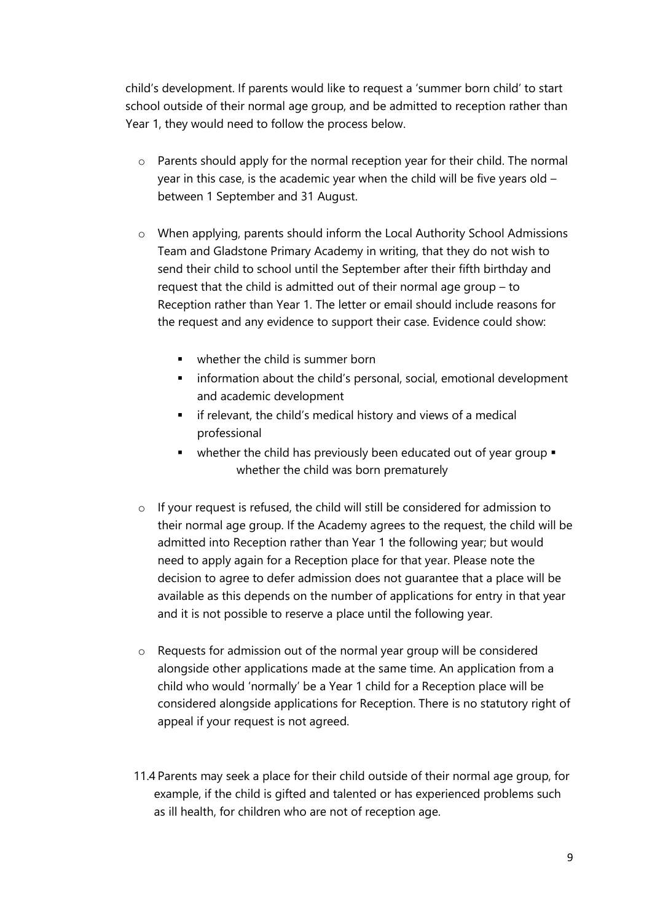child's development. If parents would like to request a 'summer born child' to start school outside of their normal age group, and be admitted to reception rather than Year 1, they would need to follow the process below.

- Parents should apply for the normal reception year for their child. The normal year in this case, is the academic year when the child will be five years old – between 1 September and 31 August.

- When applying, parents should inform the Local Authority School Admissions Team and Gladstone Primary Academy in writing, that they do not wish to send their child to school until the September after their fifth birthday and request that the child is admitted out of their normal age group – to Reception rather than Year 1. The letter or email should include reasons for the request and any evidence to support their case. Evidence could show:

  - whether the child is summer born
  - information about the child's personal, social, emotional development and academic development
  - if relevant, the child's medical history and views of a medical professional
  - whether the child has previously been educated out of year group
  - whether the child was born prematurely

- If your request is refused, the child will still be considered for admission to their normal age group. If the Academy agrees to the request, the child will be admitted into Reception rather than Year 1 the following year; but would need to apply again for a Reception place for that year. Please note the decision to agree to defer admission does not guarantee that a place will be available as this depends on the number of applications for entry in that year and it is not possible to reserve a place until the following year.

- Requests for admission out of the normal year group will be considered alongside other applications made at the same time. An application from a child who would 'normally' be a Year 1 child for a Reception place will be considered alongside applications for Reception. There is no statutory right of appeal if your request is not agreed.

11.4 Parents may seek a place for their child outside of their normal age group, for example, if the child is gifted and talented or has experienced problems such as ill health, for children who are not of reception age.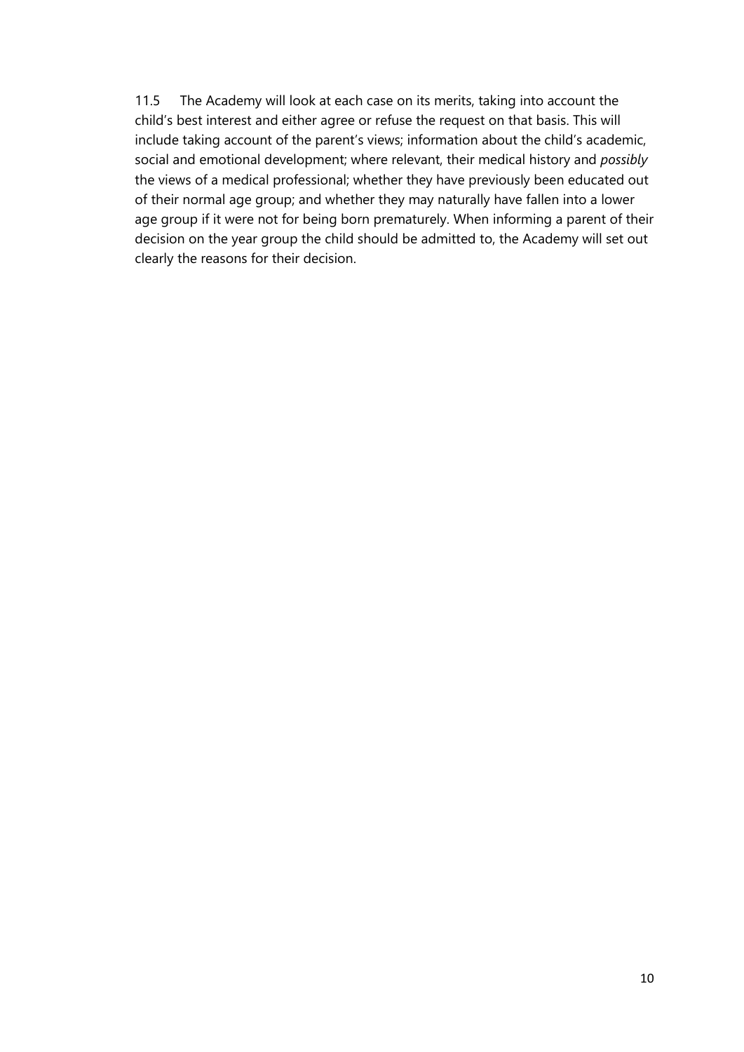11.5 The Academy will look at each case on its merits, taking into account the child's best interest and either agree or refuse the request on that basis. This will include taking account of the parent's views; information about the child's academic, social and emotional development; where relevant, their medical history and *possibly* the views of a medical professional; whether they have previously been educated out of their normal age group; and whether they may naturally have fallen into a lower age group if it were not for being born prematurely. When informing a parent of their decision on the year group the child should be admitted to, the Academy will set out clearly the reasons for their decision.